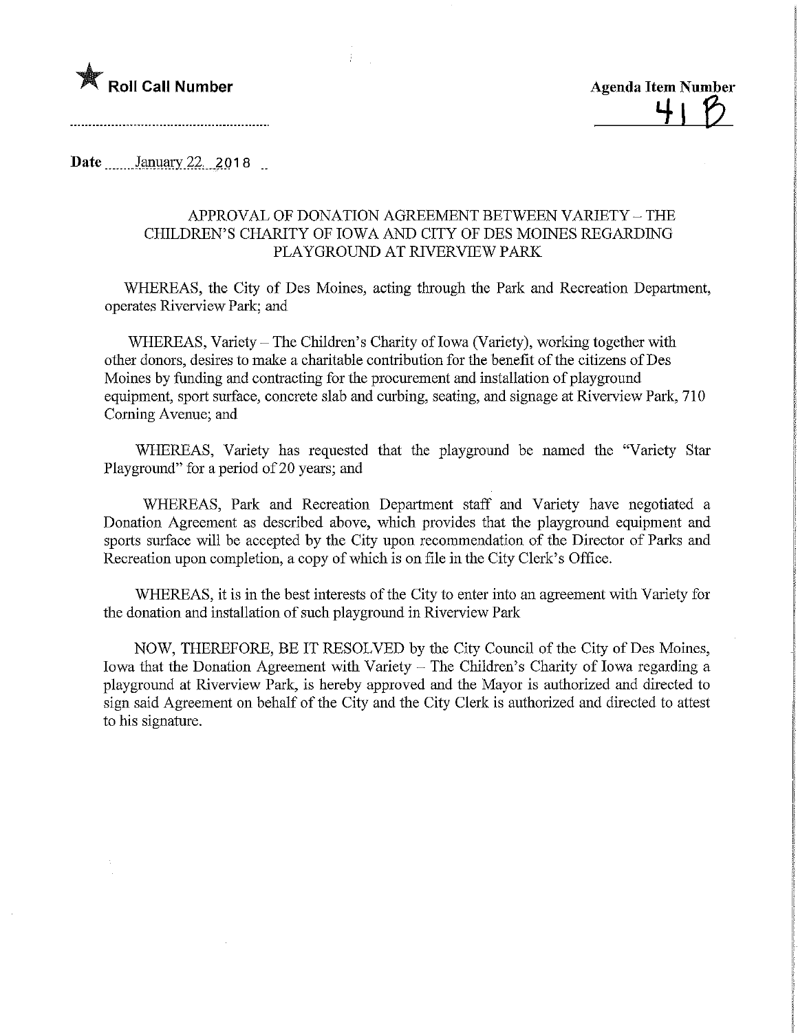★ **Roll Call Number**

**Agenda Item Number**
41 B

**Date** January 22, 2018

## APPROVAL OF DONATION AGREEMENT BETWEEN VARIETY – THE CHILDREN'S CHARITY OF IOWA AND CITY OF DES MOINES REGARDING PLAYGROUND AT RIVERVIEW PARK

WHEREAS, the City of Des Moines, acting through the Park and Recreation Department, operates Riverview Park; and

WHEREAS, Variety – The Children's Charity of Iowa (Variety), working together with other donors, desires to make a charitable contribution for the benefit of the citizens of Des Moines by funding and contracting for the procurement and installation of playground equipment, sport surface, concrete slab and curbing, seating, and signage at Riverview Park, 710 Corning Avenue; and

WHEREAS, Variety has requested that the playground be named the "Variety Star Playground" for a period of 20 years; and

WHEREAS, Park and Recreation Department staff and Variety have negotiated a Donation Agreement as described above, which provides that the playground equipment and sports surface will be accepted by the City upon recommendation of the Director of Parks and Recreation upon completion, a copy of which is on file in the City Clerk's Office.

WHEREAS, it is in the best interests of the City to enter into an agreement with Variety for the donation and installation of such playground in Riverview Park

NOW, THEREFORE, BE IT RESOLVED by the City Council of the City of Des Moines, Iowa that the Donation Agreement with Variety – The Children's Charity of Iowa regarding a playground at Riverview Park, is hereby approved and the Mayor is authorized and directed to sign said Agreement on behalf of the City and the City Clerk is authorized and directed to attest to his signature.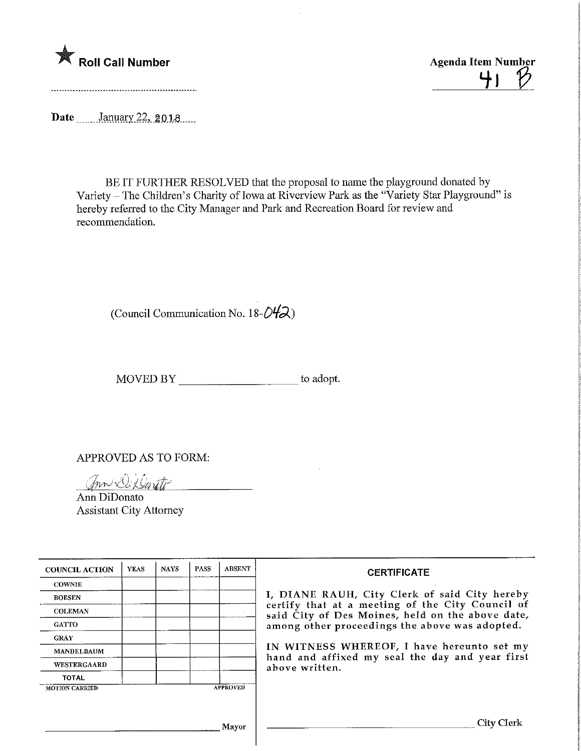★ **Roll Call Number**

**Agenda Item Number**
41 B

**Date** January 22, 2018

BE IT FURTHER RESOLVED that the proposal to name the playground donated by Variety – The Children's Charity of Iowa at Riverview Park as the "Variety Star Playground" is hereby referred to the City Manager and Park and Recreation Board for review and recommendation.

(Council Communication No. 18-042)

MOVED BY ____________________ to adopt.

APPROVED AS TO FORM:

Ann DiDonato
Assistant City Attorney

| COUNCIL ACTION | YEAS | NAYS | PASS | ABSENT |
|---|---|---|---|---|
| COWNIE | | | | |
| BOESEN | | | | |
| COLEMAN | | | | |
| GATTO | | | | |
| GRAY | | | | |
| MANDELBAUM | | | | |
| WESTERGAARD | | | | |
| TOTAL | | | | |

MOTION CARRIED APPROVED

____________________ Mayor

**CERTIFICATE**

I, DIANE RAUH, City Clerk of said City hereby certify that at a meeting of the City Council of said City of Des Moines, held on the above date, among other proceedings the above was adopted.

IN WITNESS WHEREOF, I have hereunto set my hand and affixed my seal the day and year first above written.

____________________ City Clerk